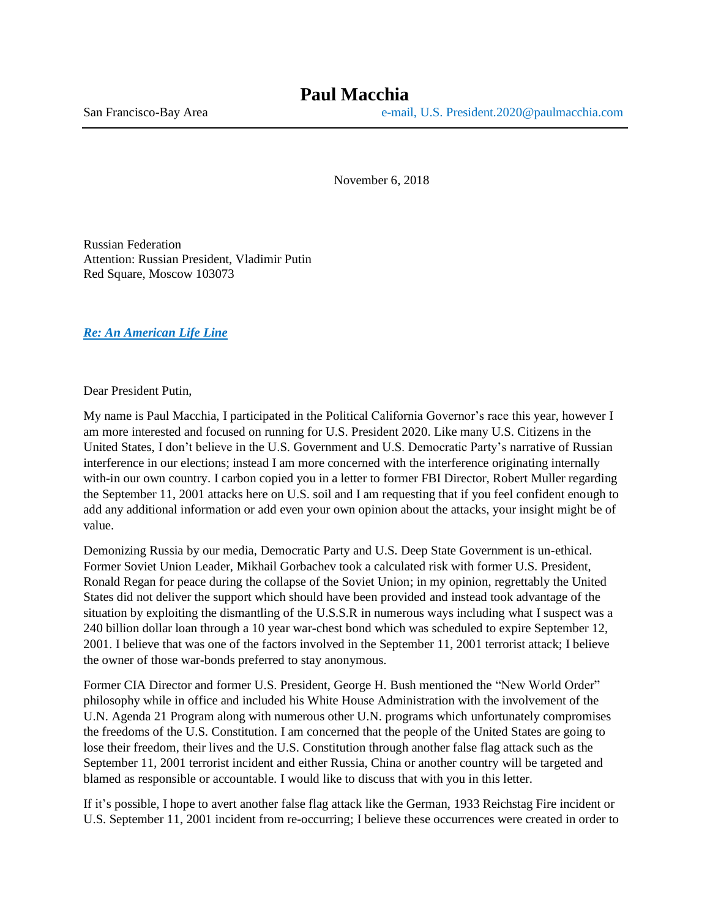# Paul Macchia

San Francisco-Bay Area e-mail, U.S. President.2020@paulmacchia.com

---

November 6, 2018

Russian Federation
Attention: Russian President, Vladimir Putin
Red Square, Moscow 103073

***Re: An American Life Line***

Dear President Putin,

My name is Paul Macchia, I participated in the Political California Governor's race this year, however I am more interested and focused on running for U.S. President 2020. Like many U.S. Citizens in the United States, I don't believe in the U.S. Government and U.S. Democratic Party's narrative of Russian interference in our elections; instead I am more concerned with the interference originating internally with-in our own country. I carbon copied you in a letter to former FBI Director, Robert Muller regarding the September 11, 2001 attacks here on U.S. soil and I am requesting that if you feel confident enough to add any additional information or add even your own opinion about the attacks, your insight might be of value.

Demonizing Russia by our media, Democratic Party and U.S. Deep State Government is un-ethical. Former Soviet Union Leader, Mikhail Gorbachev took a calculated risk with former U.S. President, Ronald Regan for peace during the collapse of the Soviet Union; in my opinion, regrettably the United States did not deliver the support which should have been provided and instead took advantage of the situation by exploiting the dismantling of the U.S.S.R in numerous ways including what I suspect was a 240 billion dollar loan through a 10 year war-chest bond which was scheduled to expire September 12, 2001. I believe that was one of the factors involved in the September 11, 2001 terrorist attack; I believe the owner of those war-bonds preferred to stay anonymous.

Former CIA Director and former U.S. President, George H. Bush mentioned the "New World Order" philosophy while in office and included his White House Administration with the involvement of the U.N. Agenda 21 Program along with numerous other U.N. programs which unfortunately compromises the freedoms of the U.S. Constitution. I am concerned that the people of the United States are going to lose their freedom, their lives and the U.S. Constitution through another false flag attack such as the September 11, 2001 terrorist incident and either Russia, China or another country will be targeted and blamed as responsible or accountable. I would like to discuss that with you in this letter.

If it's possible, I hope to avert another false flag attack like the German, 1933 Reichstag Fire incident or U.S. September 11, 2001 incident from re-occurring; I believe these occurrences were created in order to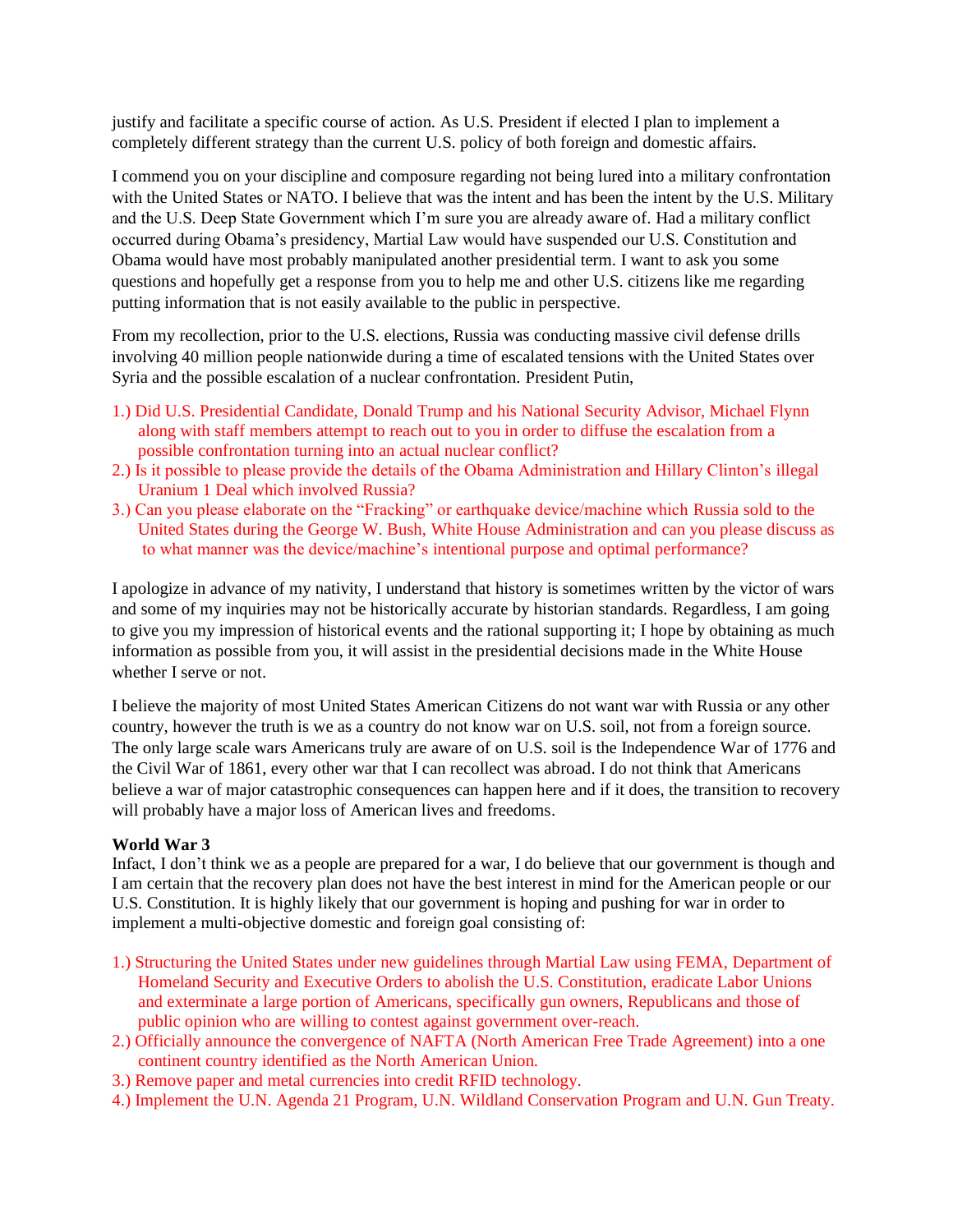justify and facilitate a specific course of action. As U.S. President if elected I plan to implement a completely different strategy than the current U.S. policy of both foreign and domestic affairs.

I commend you on your discipline and composure regarding not being lured into a military confrontation with the United States or NATO. I believe that was the intent and has been the intent by the U.S. Military and the U.S. Deep State Government which I'm sure you are already aware of. Had a military conflict occurred during Obama's presidency, Martial Law would have suspended our U.S. Constitution and Obama would have most probably manipulated another presidential term. I want to ask you some questions and hopefully get a response from you to help me and other U.S. citizens like me regarding putting information that is not easily available to the public in perspective.

From my recollection, prior to the U.S. elections, Russia was conducting massive civil defense drills involving 40 million people nationwide during a time of escalated tensions with the United States over Syria and the possible escalation of a nuclear confrontation. President Putin,

1.) Did U.S. Presidential Candidate, Donald Trump and his National Security Advisor, Michael Flynn along with staff members attempt to reach out to you in order to diffuse the escalation from a possible confrontation turning into an actual nuclear conflict?
2.) Is it possible to please provide the details of the Obama Administration and Hillary Clinton's illegal Uranium 1 Deal which involved Russia?
3.) Can you please elaborate on the "Fracking" or earthquake device/machine which Russia sold to the United States during the George W. Bush, White House Administration and can you please discuss as to what manner was the device/machine's intentional purpose and optimal performance?

I apologize in advance of my nativity, I understand that history is sometimes written by the victor of wars and some of my inquiries may not be historically accurate by historian standards. Regardless, I am going to give you my impression of historical events and the rational supporting it; I hope by obtaining as much information as possible from you, it will assist in the presidential decisions made in the White House whether I serve or not.

I believe the majority of most United States American Citizens do not want war with Russia or any other country, however the truth is we as a country do not know war on U.S. soil, not from a foreign source. The only large scale wars Americans truly are aware of on U.S. soil is the Independence War of 1776 and the Civil War of 1861, every other war that I can recollect was abroad. I do not think that Americans believe a war of major catastrophic consequences can happen here and if it does, the transition to recovery will probably have a major loss of American lives and freedoms.

**World War 3**
Infact, I don't think we as a people are prepared for a war, I do believe that our government is though and I am certain that the recovery plan does not have the best interest in mind for the American people or our U.S. Constitution. It is highly likely that our government is hoping and pushing for war in order to implement a multi-objective domestic and foreign goal consisting of:

1.) Structuring the United States under new guidelines through Martial Law using FEMA, Department of Homeland Security and Executive Orders to abolish the U.S. Constitution, eradicate Labor Unions and exterminate a large portion of Americans, specifically gun owners, Republicans and those of public opinion who are willing to contest against government over-reach.
2.) Officially announce the convergence of NAFTA (North American Free Trade Agreement) into a one continent country identified as the North American Union.
3.) Remove paper and metal currencies into credit RFID technology.
4.) Implement the U.N. Agenda 21 Program, U.N. Wildland Conservation Program and U.N. Gun Treaty.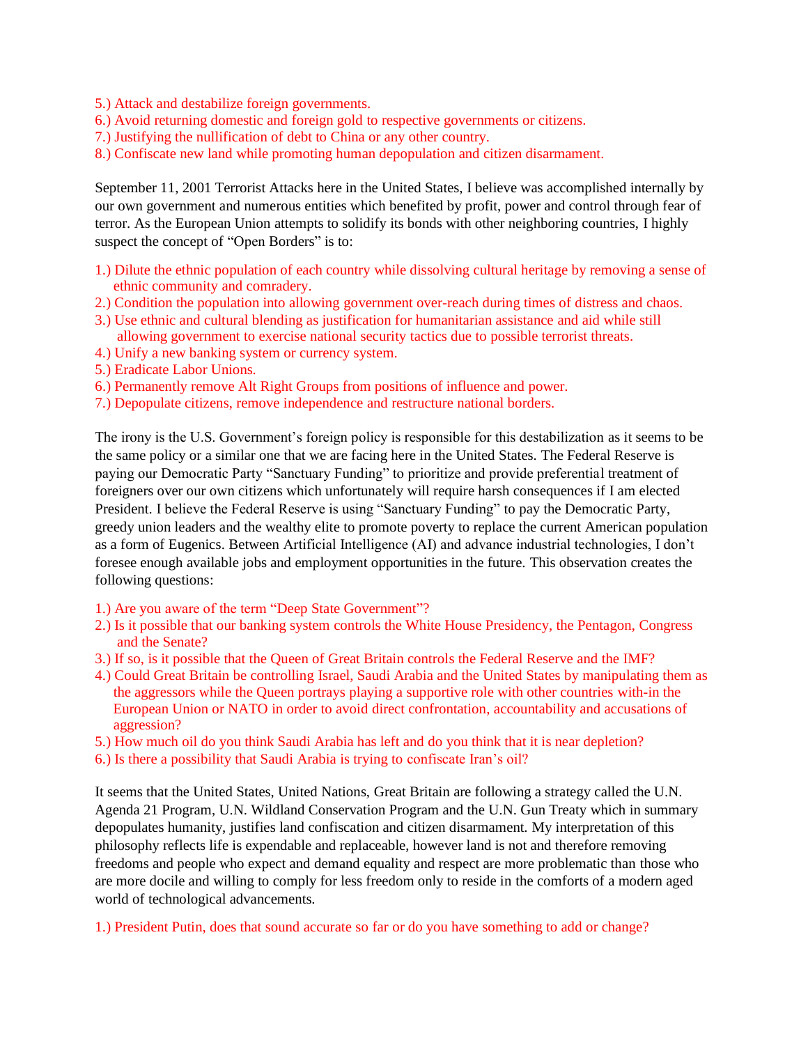5.) Attack and destabilize foreign governments.
6.) Avoid returning domestic and foreign gold to respective governments or citizens.
7.) Justifying the nullification of debt to China or any other country.
8.) Confiscate new land while promoting human depopulation and citizen disarmament.

September 11, 2001 Terrorist Attacks here in the United States, I believe was accomplished internally by our own government and numerous entities which benefited by profit, power and control through fear of terror. As the European Union attempts to solidify its bonds with other neighboring countries, I highly suspect the concept of "Open Borders" is to:

1.) Dilute the ethnic population of each country while dissolving cultural heritage by removing a sense of ethnic community and comradery.
2.) Condition the population into allowing government over-reach during times of distress and chaos.
3.) Use ethnic and cultural blending as justification for humanitarian assistance and aid while still allowing government to exercise national security tactics due to possible terrorist threats.
4.) Unify a new banking system or currency system.
5.) Eradicate Labor Unions.
6.) Permanently remove Alt Right Groups from positions of influence and power.
7.) Depopulate citizens, remove independence and restructure national borders.

The irony is the U.S. Government's foreign policy is responsible for this destabilization as it seems to be the same policy or a similar one that we are facing here in the United States. The Federal Reserve is paying our Democratic Party "Sanctuary Funding" to prioritize and provide preferential treatment of foreigners over our own citizens which unfortunately will require harsh consequences if I am elected President. I believe the Federal Reserve is using "Sanctuary Funding" to pay the Democratic Party, greedy union leaders and the wealthy elite to promote poverty to replace the current American population as a form of Eugenics. Between Artificial Intelligence (AI) and advance industrial technologies, I don't foresee enough available jobs and employment opportunities in the future. This observation creates the following questions:

1.) Are you aware of the term "Deep State Government"?
2.) Is it possible that our banking system controls the White House Presidency, the Pentagon, Congress and the Senate?
3.) If so, is it possible that the Queen of Great Britain controls the Federal Reserve and the IMF?
4.) Could Great Britain be controlling Israel, Saudi Arabia and the United States by manipulating them as the aggressors while the Queen portrays playing a supportive role with other countries with-in the European Union or NATO in order to avoid direct confrontation, accountability and accusations of aggression?
5.) How much oil do you think Saudi Arabia has left and do you think that it is near depletion?
6.) Is there a possibility that Saudi Arabia is trying to confiscate Iran's oil?

It seems that the United States, United Nations, Great Britain are following a strategy called the U.N. Agenda 21 Program, U.N. Wildland Conservation Program and the U.N. Gun Treaty which in summary depopulates humanity, justifies land confiscation and citizen disarmament. My interpretation of this philosophy reflects life is expendable and replaceable, however land is not and therefore removing freedoms and people who expect and demand equality and respect are more problematic than those who are more docile and willing to comply for less freedom only to reside in the comforts of a modern aged world of technological advancements.

1.) President Putin, does that sound accurate so far or do you have something to add or change?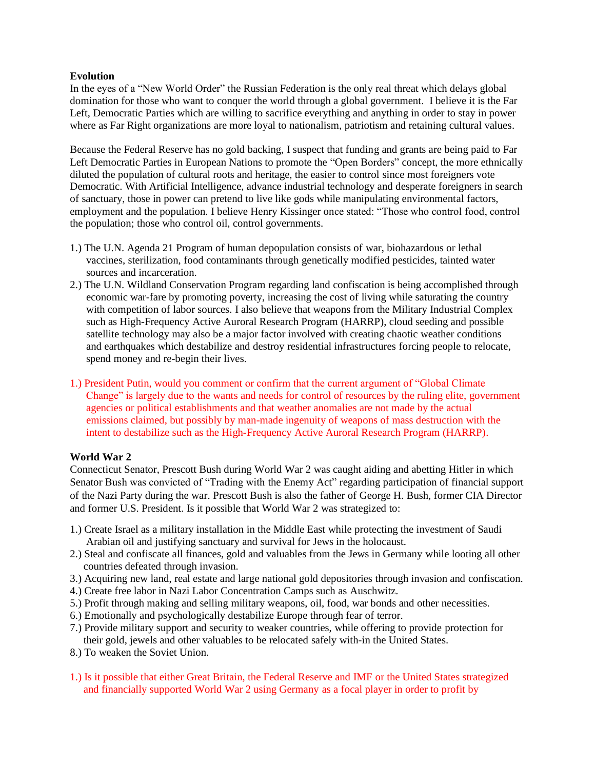**Evolution**

In the eyes of a "New World Order" the Russian Federation is the only real threat which delays global domination for those who want to conquer the world through a global government. I believe it is the Far Left, Democratic Parties which are willing to sacrifice everything and anything in order to stay in power where as Far Right organizations are more loyal to nationalism, patriotism and retaining cultural values.

Because the Federal Reserve has no gold backing, I suspect that funding and grants are being paid to Far Left Democratic Parties in European Nations to promote the "Open Borders" concept, the more ethnically diluted the population of cultural roots and heritage, the easier to control since most foreigners vote Democratic. With Artificial Intelligence, advance industrial technology and desperate foreigners in search of sanctuary, those in power can pretend to live like gods while manipulating environmental factors, employment and the population. I believe Henry Kissinger once stated: "Those who control food, control the population; those who control oil, control governments.

1.) The U.N. Agenda 21 Program of human depopulation consists of war, biohazardous or lethal vaccines, sterilization, food contaminants through genetically modified pesticides, tainted water sources and incarceration.
2.) The U.N. Wildland Conservation Program regarding land confiscation is being accomplished through economic war-fare by promoting poverty, increasing the cost of living while saturating the country with competition of labor sources. I also believe that weapons from the Military Industrial Complex such as High-Frequency Active Auroral Research Program (HARRP), cloud seeding and possible satellite technology may also be a major factor involved with creating chaotic weather conditions and earthquakes which destabilize and destroy residential infrastructures forcing people to relocate, spend money and re-begin their lives.

1.) President Putin, would you comment or confirm that the current argument of "Global Climate Change" is largely due to the wants and needs for control of resources by the ruling elite, government agencies or political establishments and that weather anomalies are not made by the actual emissions claimed, but possibly by man-made ingenuity of weapons of mass destruction with the intent to destabilize such as the High-Frequency Active Auroral Research Program (HARRP).

**World War 2**

Connecticut Senator, Prescott Bush during World War 2 was caught aiding and abetting Hitler in which Senator Bush was convicted of "Trading with the Enemy Act" regarding participation of financial support of the Nazi Party during the war. Prescott Bush is also the father of George H. Bush, former CIA Director and former U.S. President. Is it possible that World War 2 was strategized to:

1.) Create Israel as a military installation in the Middle East while protecting the investment of Saudi Arabian oil and justifying sanctuary and survival for Jews in the holocaust.
2.) Steal and confiscate all finances, gold and valuables from the Jews in Germany while looting all other countries defeated through invasion.
3.) Acquiring new land, real estate and large national gold depositories through invasion and confiscation.
4.) Create free labor in Nazi Labor Concentration Camps such as Auschwitz.
5.) Profit through making and selling military weapons, oil, food, war bonds and other necessities.
6.) Emotionally and psychologically destabilize Europe through fear of terror.
7.) Provide military support and security to weaker countries, while offering to provide protection for their gold, jewels and other valuables to be relocated safely with-in the United States.
8.) To weaken the Soviet Union.

1.) Is it possible that either Great Britain, the Federal Reserve and IMF or the United States strategized and financially supported World War 2 using Germany as a focal player in order to profit by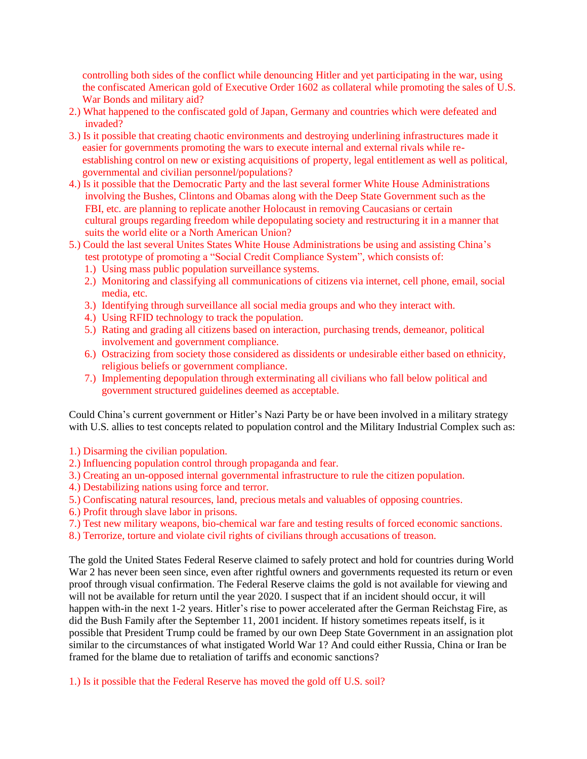controlling both sides of the conflict while denouncing Hitler and yet participating in the war, using the confiscated American gold of Executive Order 1602 as collateral while promoting the sales of U.S. War Bonds and military aid?

2.) What happened to the confiscated gold of Japan, Germany and countries which were defeated and invaded?

3.) Is it possible that creating chaotic environments and destroying underlining infrastructures made it easier for governments promoting the wars to execute internal and external rivals while re-establishing control on new or existing acquisitions of property, legal entitlement as well as political, governmental and civilian personnel/populations?

4.) Is it possible that the Democratic Party and the last several former White House Administrations involving the Bushes, Clintons and Obamas along with the Deep State Government such as the FBI, etc. are planning to replicate another Holocaust in removing Caucasians or certain cultural groups regarding freedom while depopulating society and restructuring it in a manner that suits the world elite or a North American Union?

5.) Could the last several Unites States White House Administrations be using and assisting China's test prototype of promoting a "Social Credit Compliance System", which consists of:

   1.) Using mass public population surveillance systems.
   2.) Monitoring and classifying all communications of citizens via internet, cell phone, email, social media, etc.
   3.) Identifying through surveillance all social media groups and who they interact with.
   4.) Using RFID technology to track the population.
   5.) Rating and grading all citizens based on interaction, purchasing trends, demeanor, political involvement and government compliance.
   6.) Ostracizing from society those considered as dissidents or undesirable either based on ethnicity, religious beliefs or government compliance.
   7.) Implementing depopulation through exterminating all civilians who fall below political and government structured guidelines deemed as acceptable.

Could China's current government or Hitler's Nazi Party be or have been involved in a military strategy with U.S. allies to test concepts related to population control and the Military Industrial Complex such as:

1.) Disarming the civilian population.
2.) Influencing population control through propaganda and fear.
3.) Creating an un-opposed internal governmental infrastructure to rule the citizen population.
4.) Destabilizing nations using force and terror.
5.) Confiscating natural resources, land, precious metals and valuables of opposing countries.
6.) Profit through slave labor in prisons.
7.) Test new military weapons, bio-chemical war fare and testing results of forced economic sanctions.
8.) Terrorize, torture and violate civil rights of civilians through accusations of treason.

The gold the United States Federal Reserve claimed to safely protect and hold for countries during World War 2 has never been seen since, even after rightful owners and governments requested its return or even proof through visual confirmation. The Federal Reserve claims the gold is not available for viewing and will not be available for return until the year 2020. I suspect that if an incident should occur, it will happen with-in the next 1-2 years. Hitler's rise to power accelerated after the German Reichstag Fire, as did the Bush Family after the September 11, 2001 incident. If history sometimes repeats itself, is it possible that President Trump could be framed by our own Deep State Government in an assignation plot similar to the circumstances of what instigated World War 1? And could either Russia, China or Iran be framed for the blame due to retaliation of tariffs and economic sanctions?

1.) Is it possible that the Federal Reserve has moved the gold off U.S. soil?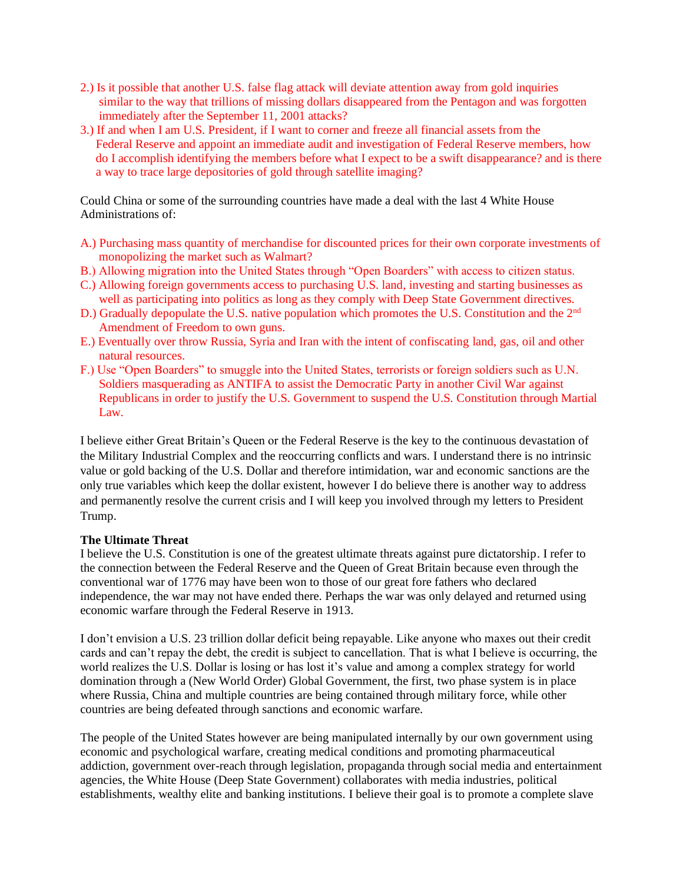2.) Is it possible that another U.S. false flag attack will deviate attention away from gold inquiries similar to the way that trillions of missing dollars disappeared from the Pentagon and was forgotten immediately after the September 11, 2001 attacks?

3.) If and when I am U.S. President, if I want to corner and freeze all financial assets from the Federal Reserve and appoint an immediate audit and investigation of Federal Reserve members, how do I accomplish identifying the members before what I expect to be a swift disappearance? and is there a way to trace large depositories of gold through satellite imaging?

Could China or some of the surrounding countries have made a deal with the last 4 White House Administrations of:

A.) Purchasing mass quantity of merchandise for discounted prices for their own corporate investments of monopolizing the market such as Walmart?

B.) Allowing migration into the United States through "Open Boarders" with access to citizen status.

C.) Allowing foreign governments access to purchasing U.S. land, investing and starting businesses as well as participating into politics as long as they comply with Deep State Government directives.

D.) Gradually depopulate the U.S. native population which promotes the U.S. Constitution and the 2nd Amendment of Freedom to own guns.

E.) Eventually over throw Russia, Syria and Iran with the intent of confiscating land, gas, oil and other natural resources.

F.) Use "Open Boarders" to smuggle into the United States, terrorists or foreign soldiers such as U.N. Soldiers masquerading as ANTIFA to assist the Democratic Party in another Civil War against Republicans in order to justify the U.S. Government to suspend the U.S. Constitution through Martial Law.

I believe either Great Britain's Queen or the Federal Reserve is the key to the continuous devastation of the Military Industrial Complex and the reoccurring conflicts and wars. I understand there is no intrinsic value or gold backing of the U.S. Dollar and therefore intimidation, war and economic sanctions are the only true variables which keep the dollar existent, however I do believe there is another way to address and permanently resolve the current crisis and I will keep you involved through my letters to President Trump.

**The Ultimate Threat**

I believe the U.S. Constitution is one of the greatest ultimate threats against pure dictatorship. I refer to the connection between the Federal Reserve and the Queen of Great Britain because even through the conventional war of 1776 may have been won to those of our great fore fathers who declared independence, the war may not have ended there. Perhaps the war was only delayed and returned using economic warfare through the Federal Reserve in 1913.

I don't envision a U.S. 23 trillion dollar deficit being repayable. Like anyone who maxes out their credit cards and can't repay the debt, the credit is subject to cancellation. That is what I believe is occurring, the world realizes the U.S. Dollar is losing or has lost it's value and among a complex strategy for world domination through a (New World Order) Global Government, the first, two phase system is in place where Russia, China and multiple countries are being contained through military force, while other countries are being defeated through sanctions and economic warfare.

The people of the United States however are being manipulated internally by our own government using economic and psychological warfare, creating medical conditions and promoting pharmaceutical addiction, government over-reach through legislation, propaganda through social media and entertainment agencies, the White House (Deep State Government) collaborates with media industries, political establishments, wealthy elite and banking institutions. I believe their goal is to promote a complete slave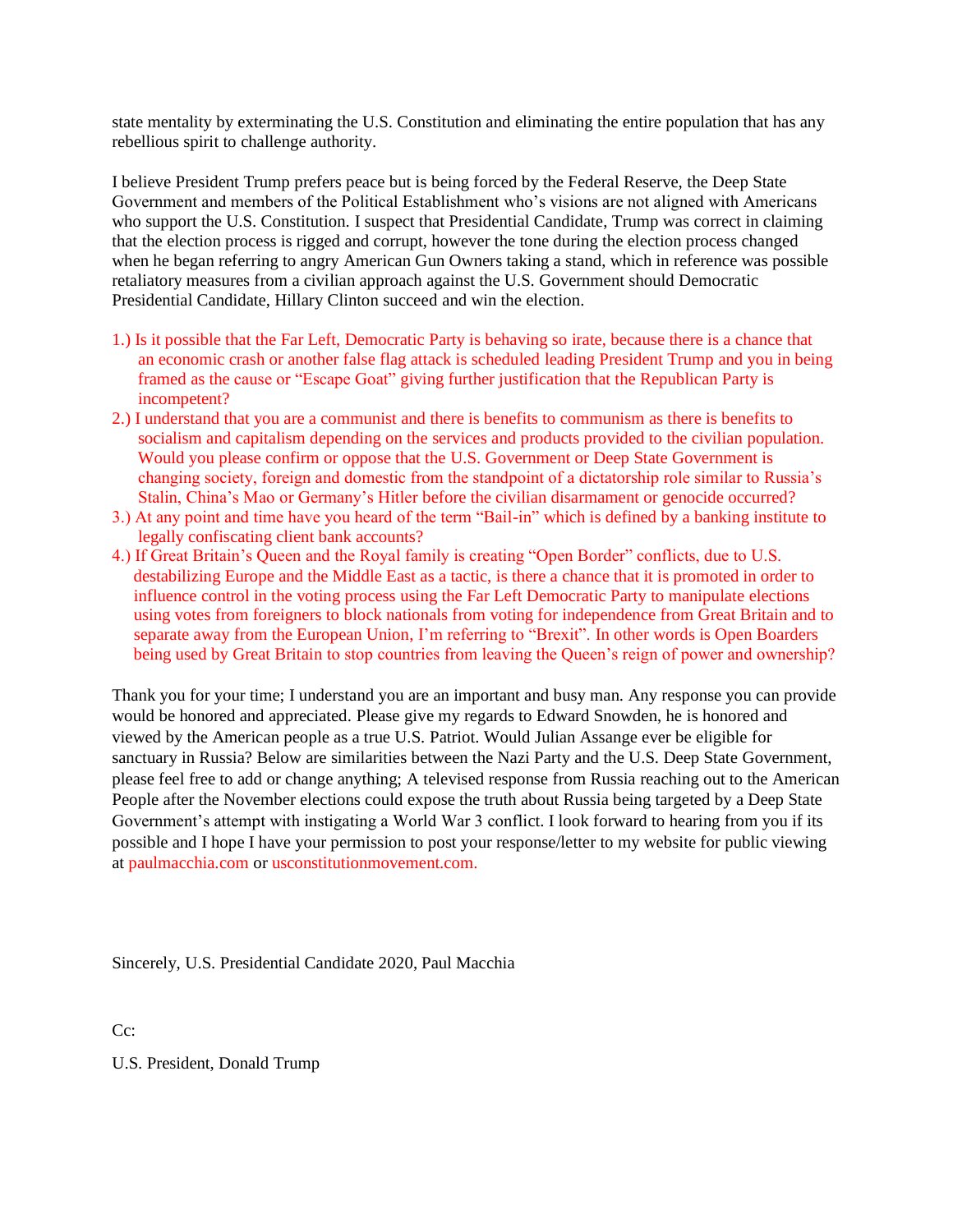state mentality by exterminating the U.S. Constitution and eliminating the entire population that has any rebellious spirit to challenge authority.

I believe President Trump prefers peace but is being forced by the Federal Reserve, the Deep State Government and members of the Political Establishment who's visions are not aligned with Americans who support the U.S. Constitution. I suspect that Presidential Candidate, Trump was correct in claiming that the election process is rigged and corrupt, however the tone during the election process changed when he began referring to angry American Gun Owners taking a stand, which in reference was possible retaliatory measures from a civilian approach against the U.S. Government should Democratic Presidential Candidate, Hillary Clinton succeed and win the election.

1.) Is it possible that the Far Left, Democratic Party is behaving so irate, because there is a chance that an economic crash or another false flag attack is scheduled leading President Trump and you in being framed as the cause or "Escape Goat" giving further justification that the Republican Party is incompetent?
2.) I understand that you are a communist and there is benefits to communism as there is benefits to socialism and capitalism depending on the services and products provided to the civilian population. Would you please confirm or oppose that the U.S. Government or Deep State Government is changing society, foreign and domestic from the standpoint of a dictatorship role similar to Russia's Stalin, China's Mao or Germany's Hitler before the civilian disarmament or genocide occurred?
3.) At any point and time have you heard of the term "Bail-in" which is defined by a banking institute to legally confiscating client bank accounts?
4.) If Great Britain's Queen and the Royal family is creating "Open Border" conflicts, due to U.S. destabilizing Europe and the Middle East as a tactic, is there a chance that it is promoted in order to influence control in the voting process using the Far Left Democratic Party to manipulate elections using votes from foreigners to block nationals from voting for independence from Great Britain and to separate away from the European Union, I'm referring to "Brexit". In other words is Open Boarders being used by Great Britain to stop countries from leaving the Queen's reign of power and ownership?

Thank you for your time; I understand you are an important and busy man. Any response you can provide would be honored and appreciated. Please give my regards to Edward Snowden, he is honored and viewed by the American people as a true U.S. Patriot. Would Julian Assange ever be eligible for sanctuary in Russia? Below are similarities between the Nazi Party and the U.S. Deep State Government, please feel free to add or change anything; A televised response from Russia reaching out to the American People after the November elections could expose the truth about Russia being targeted by a Deep State Government's attempt with instigating a World War 3 conflict. I look forward to hearing from you if its possible and I hope I have your permission to post your response/letter to my website for public viewing at paulmacchia.com or usconstitutionmovement.com.

Sincerely, U.S. Presidential Candidate 2020, Paul Macchia

Cc:

U.S. President, Donald Trump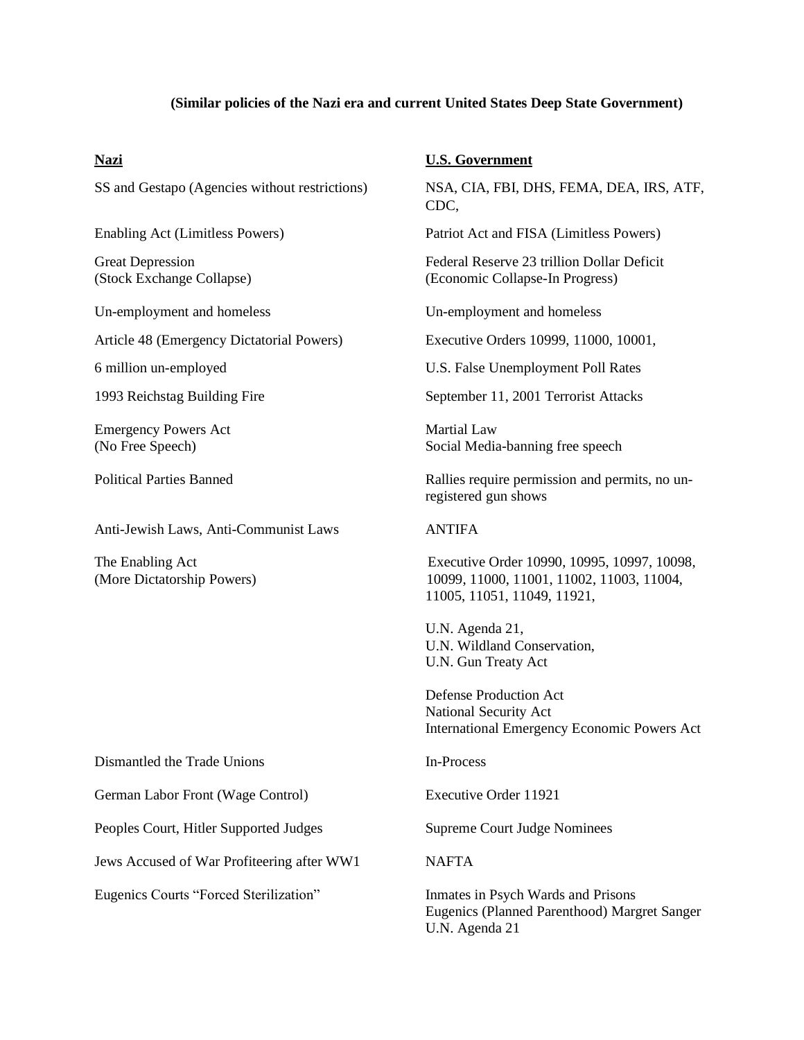**(Similar policies of the Nazi era and current United States Deep State Government)**

| Nazi | U.S. Government |
|---|---|
| SS and Gestapo (Agencies without restrictions) | NSA, CIA, FBI, DHS, FEMA, DEA, IRS, ATF, CDC, |
| Enabling Act (Limitless Powers) | Patriot Act and FISA (Limitless Powers) |
| Great Depression (Stock Exchange Collapse) | Federal Reserve 23 trillion Dollar Deficit (Economic Collapse-In Progress) |
| Un-employment and homeless | Un-employment and homeless |
| Article 48 (Emergency Dictatorial Powers) | Executive Orders 10999, 11000, 10001, |
| 6 million un-employed | U.S. False Unemployment Poll Rates |
| 1993 Reichstag Building Fire | September 11, 2001 Terrorist Attacks |
| Emergency Powers Act (No Free Speech) | Martial Law Social Media-banning free speech |
| Political Parties Banned | Rallies require permission and permits, no un-registered gun shows |
| Anti-Jewish Laws, Anti-Communist Laws | ANTIFA |
| The Enabling Act (More Dictatorship Powers) | Executive Order 10990, 10995, 10997, 10098, 10099, 11000, 11001, 11002, 11003, 11004, 11005, 11051, 11049, 11921, |
| | U.N. Agenda 21, U.N. Wildland Conservation, U.N. Gun Treaty Act |
| | Defense Production Act National Security Act International Emergency Economic Powers Act |
| Dismantled the Trade Unions | In-Process |
| German Labor Front (Wage Control) | Executive Order 11921 |
| Peoples Court, Hitler Supported Judges | Supreme Court Judge Nominees |
| Jews Accused of War Profiteering after WW1 | NAFTA |
| Eugenics Courts "Forced Sterilization" | Inmates in Psych Wards and Prisons Eugenics (Planned Parenthood) Margret Sanger U.N. Agenda 21 |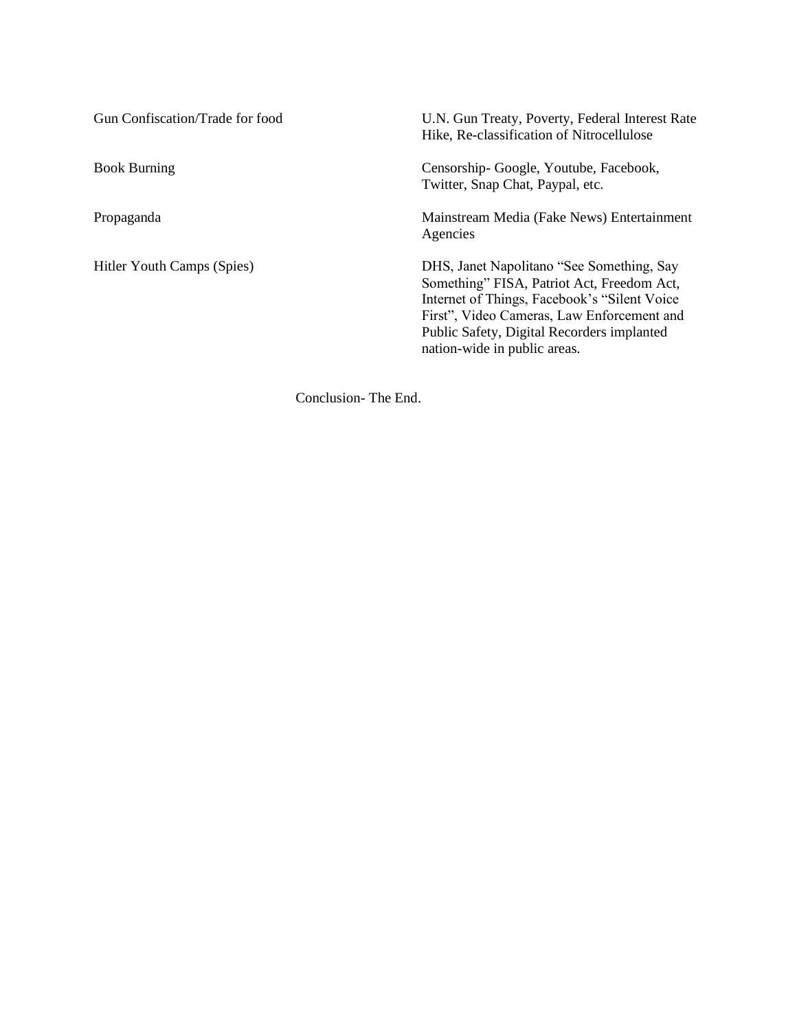| | |
|---|---|
| Gun Confiscation/Trade for food | U.N. Gun Treaty, Poverty, Federal Interest Rate Hike, Re-classification of Nitrocellulose |
| Book Burning | Censorship- Google, Youtube, Facebook, Twitter, Snap Chat, Paypal, etc. |
| Propaganda | Mainstream Media (Fake News) Entertainment Agencies |
| Hitler Youth Camps (Spies) | DHS, Janet Napolitano "See Something, Say Something" FISA, Patriot Act, Freedom Act, Internet of Things, Facebook's "Silent Voice First", Video Cameras, Law Enforcement and Public Safety, Digital Recorders implanted nation-wide in public areas. |

Conclusion- The End.